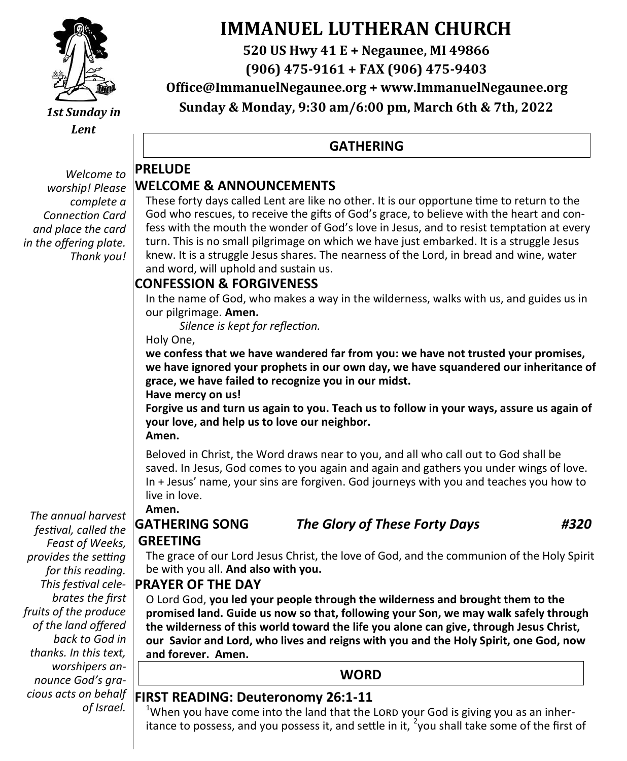# IMMANUEL LUTHERAN CHURCH

**520 US Hwy 41 E + Negaunee, MI 49866**

**(906) 475-9161 + FAX (906) 475-9403**

**Office@ImmanuelNegaunee.org + www.ImmanuelNegaunee.org**

**Sunday & Monday, 9:30 am/6:00 pm, March 6th & 7th, 2022**

***1st Sunday in Lent***

## GATHERING

*Welcome to worship! Please complete a Connection Card and place the card in the offering plate. Thank you!*

### PRELUDE

### WELCOME & ANNOUNCEMENTS

These forty days called Lent are like no other. It is our opportune time to return to the God who rescues, to receive the gifts of God's grace, to believe with the heart and confess with the mouth the wonder of God's love in Jesus, and to resist temptation at every turn. This is no small pilgrimage on which we have just embarked. It is a struggle Jesus knew. It is a struggle Jesus shares. The nearness of the Lord, in bread and wine, water and word, will uphold and sustain us.

### CONFESSION & FORGIVENESS

In the name of God, who makes a way in the wilderness, walks with us, and guides us in our pilgrimage. **Amen.**

*Silence is kept for reflection.*

Holy One,

**we confess that we have wandered far from you: we have not trusted your promises, we have ignored your prophets in our own day, we have squandered our inheritance of grace, we have failed to recognize you in our midst.**

**Have mercy on us!**

**Forgive us and turn us again to you. Teach us to follow in your ways, assure us again of your love, and help us to love our neighbor.**

**Amen.**

Beloved in Christ, the Word draws near to you, and all who call out to God shall be saved. In Jesus, God comes to you again and again and gathers you under wings of love. In + Jesus' name, your sins are forgiven. God journeys with you and teaches you how to live in love.

**Amen.**

### GATHERING SONG *The Glory of These Forty Days* #320

### GREETING

The grace of our Lord Jesus Christ, the love of God, and the communion of the Holy Spirit be with you all. **And also with you.**

### PRAYER OF THE DAY

O Lord God, **you led your people through the wilderness and brought them to the promised land. Guide us now so that, following your Son, we may walk safely through the wilderness of this world toward the life you alone can give, through Jesus Christ, our Savior and Lord, who lives and reigns with you and the Holy Spirit, one God, now and forever. Amen.**

## WORD

*The annual harvest festival, called the Feast of Weeks, provides the setting for this reading. This festival celebrates the first fruits of the produce of the land offered back to God in thanks. In this text, worshipers announce God's gracious acts on behalf of Israel.*

### FIRST READING: Deuteronomy 26:1-11

[1]When you have come into the land that the LORD your God is giving you as an inheritance to possess, and you possess it, and settle in it, [2]you shall take some of the first of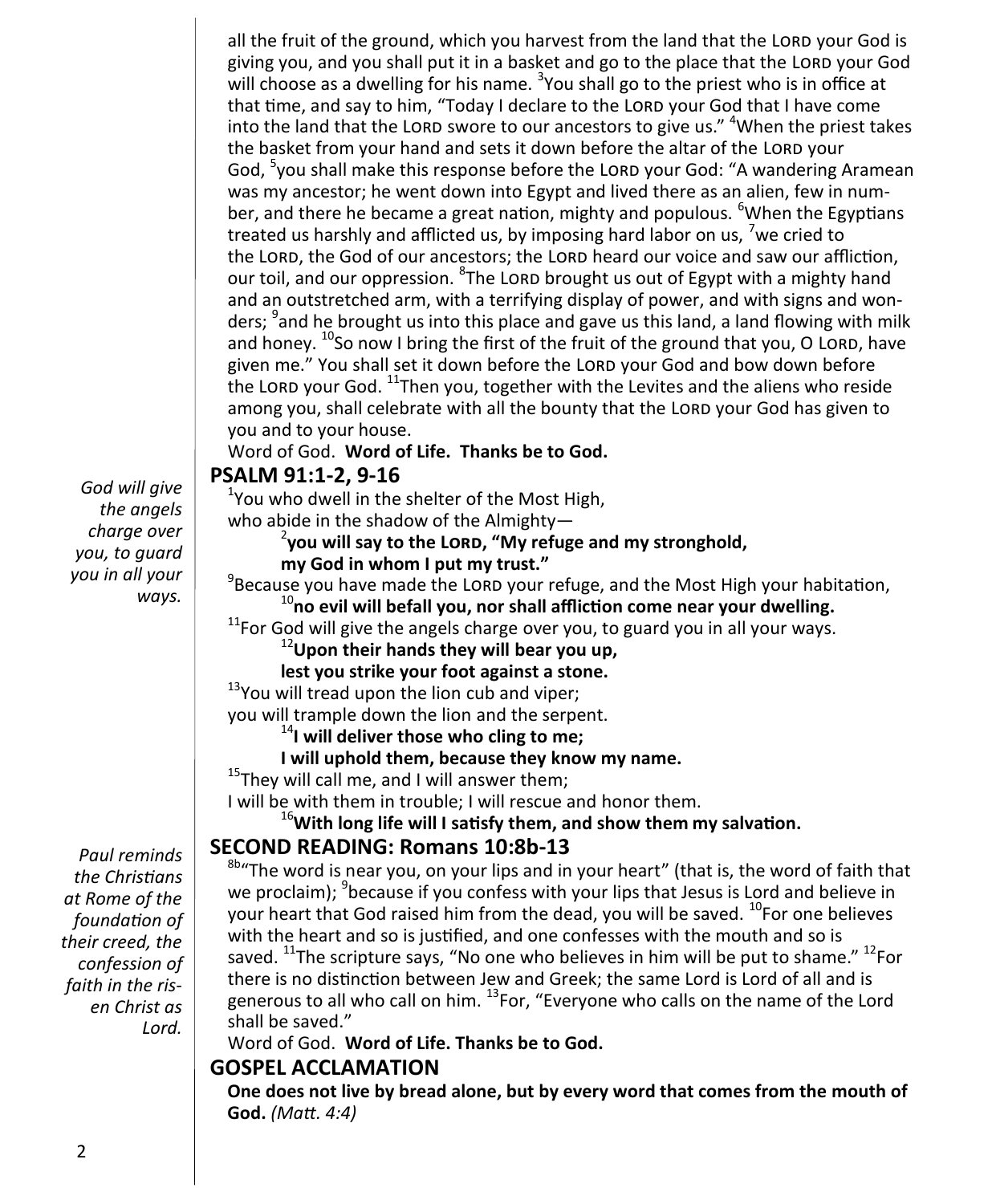all the fruit of the ground, which you harvest from the land that the LORD your God is giving you, and you shall put it in a basket and go to the place that the LORD your God will choose as a dwelling for his name. [3]You shall go to the priest who is in office at that time, and say to him, "Today I declare to the LORD your God that I have come into the land that the LORD swore to our ancestors to give us." [4]When the priest takes the basket from your hand and sets it down before the altar of the LORD your God, [5]you shall make this response before the LORD your God: "A wandering Aramean was my ancestor; he went down into Egypt and lived there as an alien, few in number, and there he became a great nation, mighty and populous. [6]When the Egyptians treated us harshly and afflicted us, by imposing hard labor on us, [7]we cried to the LORD, the God of our ancestors; the LORD heard our voice and saw our affliction, our toil, and our oppression. [8]The LORD brought us out of Egypt with a mighty hand and an outstretched arm, with a terrifying display of power, and with signs and wonders; [9]and he brought us into this place and gave us this land, a land flowing with milk and honey. [10]So now I bring the first of the fruit of the ground that you, O LORD, have given me." You shall set it down before the LORD your God and bow down before the LORD your God. [11]Then you, together with the Levites and the aliens who reside among you, shall celebrate with all the bounty that the LORD your God has given to you and to your house.

Word of God. **Word of Life. Thanks be to God.**

## PSALM 91:1-2, 9-16

*God will give the angels charge over you, to guard you in all your ways.*

[1]You who dwell in the shelter of the Most High,
who abide in the shadow of the Almighty—

**[2]you will say to the LORD, "My refuge and my stronghold,
my God in whom I put my trust."**

[9]Because you have made the LORD your refuge, and the Most High your habitation,

**[10]no evil will befall you, nor shall affliction come near your dwelling.**

[11]For God will give the angels charge over you, to guard you in all your ways.

**[12]Upon their hands they will bear you up,
lest you strike your foot against a stone.**

[13]You will tread upon the lion cub and viper;
you will trample down the lion and the serpent.

**[14]I will deliver those who cling to me;
I will uphold them, because they know my name.**

[15]They will call me, and I will answer them;
I will be with them in trouble; I will rescue and honor them.

**[16]With long life will I satisfy them, and show them my salvation.**

## SECOND READING: Romans 10:8b-13

*Paul reminds the Christians at Rome of the foundation of their creed, the confession of faith in the risen Christ as Lord.*

[8b]"The word is near you, on your lips and in your heart" (that is, the word of faith that we proclaim); [9]because if you confess with your lips that Jesus is Lord and believe in your heart that God raised him from the dead, you will be saved. [10]For one believes with the heart and so is justified, and one confesses with the mouth and so is saved. [11]The scripture says, "No one who believes in him will be put to shame." [12]For there is no distinction between Jew and Greek; the same Lord is Lord of all and is generous to all who call on him. [13]For, "Everyone who calls on the name of the Lord shall be saved."

Word of God. **Word of Life. Thanks be to God.**

## GOSPEL ACCLAMATION

**One does not live by bread alone, but by every word that comes from the mouth of God.** *(Matt. 4:4)*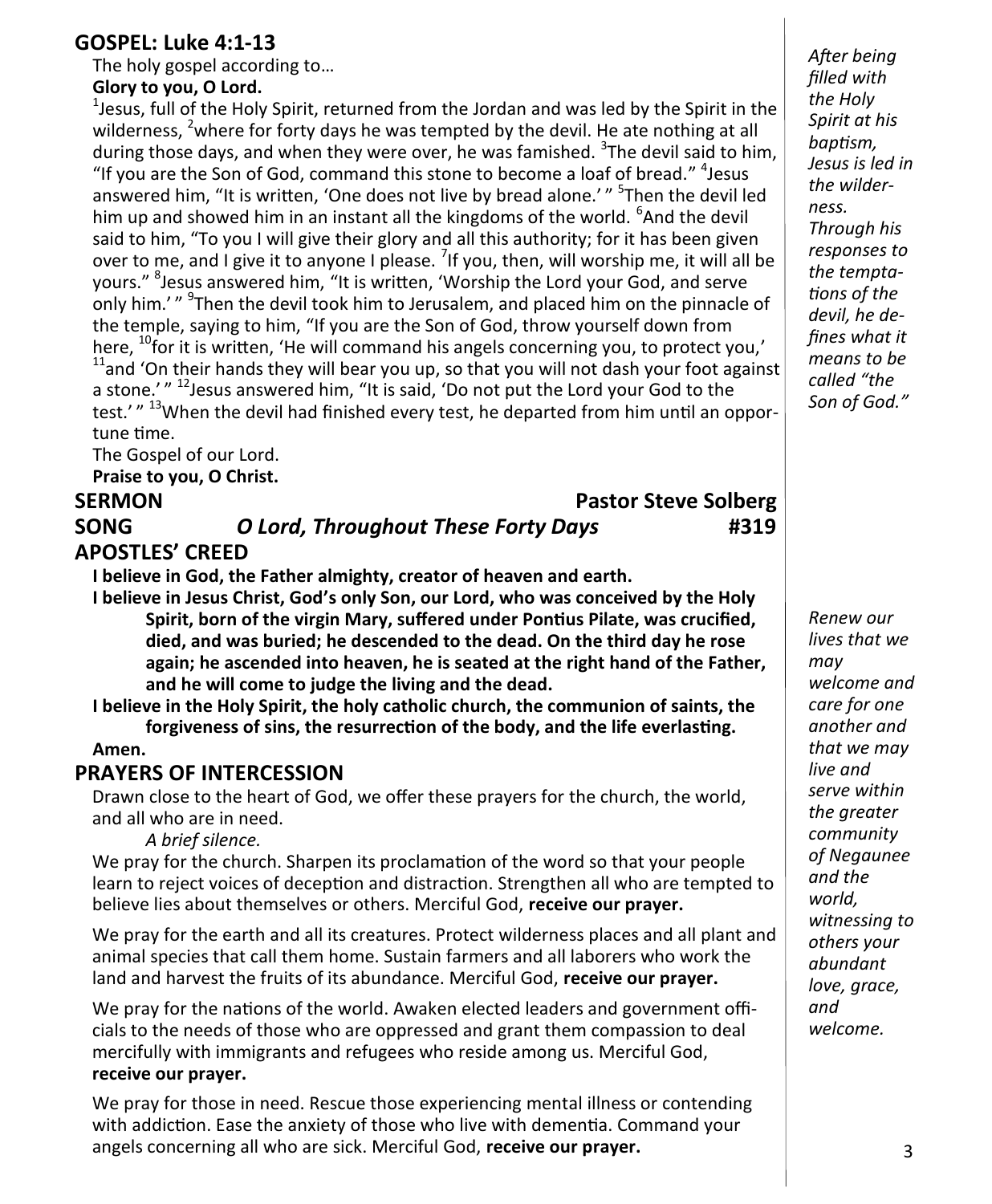## GOSPEL: Luke 4:1-13

The holy gospel according to…

**Glory to you, O Lord.**

[1]Jesus, full of the Holy Spirit, returned from the Jordan and was led by the Spirit in the wilderness, [2]where for forty days he was tempted by the devil. He ate nothing at all during those days, and when they were over, he was famished. [3]The devil said to him, "If you are the Son of God, command this stone to become a loaf of bread." [4]Jesus answered him, "It is written, 'One does not live by bread alone.' " [5]Then the devil led him up and showed him in an instant all the kingdoms of the world. [6]And the devil said to him, "To you I will give their glory and all this authority; for it has been given over to me, and I give it to anyone I please. [7]If you, then, will worship me, it will all be yours." [8]Jesus answered him, "It is written, 'Worship the Lord your God, and serve only him.' " [9]Then the devil took him to Jerusalem, and placed him on the pinnacle of the temple, saying to him, "If you are the Son of God, throw yourself down from here, [10]for it is written, 'He will command his angels concerning you, to protect you,' [11]and 'On their hands they will bear you up, so that you will not dash your foot against a stone.' " [12]Jesus answered him, "It is said, 'Do not put the Lord your God to the test.' " [13]When the devil had finished every test, he departed from him until an opportune time.

The Gospel of our Lord.

**Praise to you, O Christ.**

*After being filled with the Holy Spirit at his baptism, Jesus is led in the wilderness. Through his responses to the temptations of the devil, he defines what it means to be called "the Son of God."*

## SERMON — Pastor Steve Solberg

## SONG — *O Lord, Throughout These Forty Days* — #319

## APOSTLES' CREED

**I believe in God, the Father almighty, creator of heaven and earth.**

**I believe in Jesus Christ, God's only Son, our Lord, who was conceived by the Holy Spirit, born of the virgin Mary, suffered under Pontius Pilate, was crucified, died, and was buried; he descended to the dead. On the third day he rose again; he ascended into heaven, he is seated at the right hand of the Father, and he will come to judge the living and the dead.**

**I believe in the Holy Spirit, the holy catholic church, the communion of saints, the forgiveness of sins, the resurrection of the body, and the life everlasting.**

**Amen.**

## PRAYERS OF INTERCESSION

*Renew our lives that we may welcome and care for one another and that we may live and serve within the greater community of Negaunee and the world, witnessing to others your abundant love, grace, and welcome.*

Drawn close to the heart of God, we offer these prayers for the church, the world, and all who are in need.

*A brief silence.*

We pray for the church. Sharpen its proclamation of the word so that your people learn to reject voices of deception and distraction. Strengthen all who are tempted to believe lies about themselves or others. Merciful God, **receive our prayer.**

We pray for the earth and all its creatures. Protect wilderness places and all plant and animal species that call them home. Sustain farmers and all laborers who work the land and harvest the fruits of its abundance. Merciful God, **receive our prayer.**

We pray for the nations of the world. Awaken elected leaders and government officials to the needs of those who are oppressed and grant them compassion to deal mercifully with immigrants and refugees who reside among us. Merciful God, **receive our prayer.**

We pray for those in need. Rescue those experiencing mental illness or contending with addiction. Ease the anxiety of those who live with dementia. Command your angels concerning all who are sick. Merciful God, **receive our prayer.**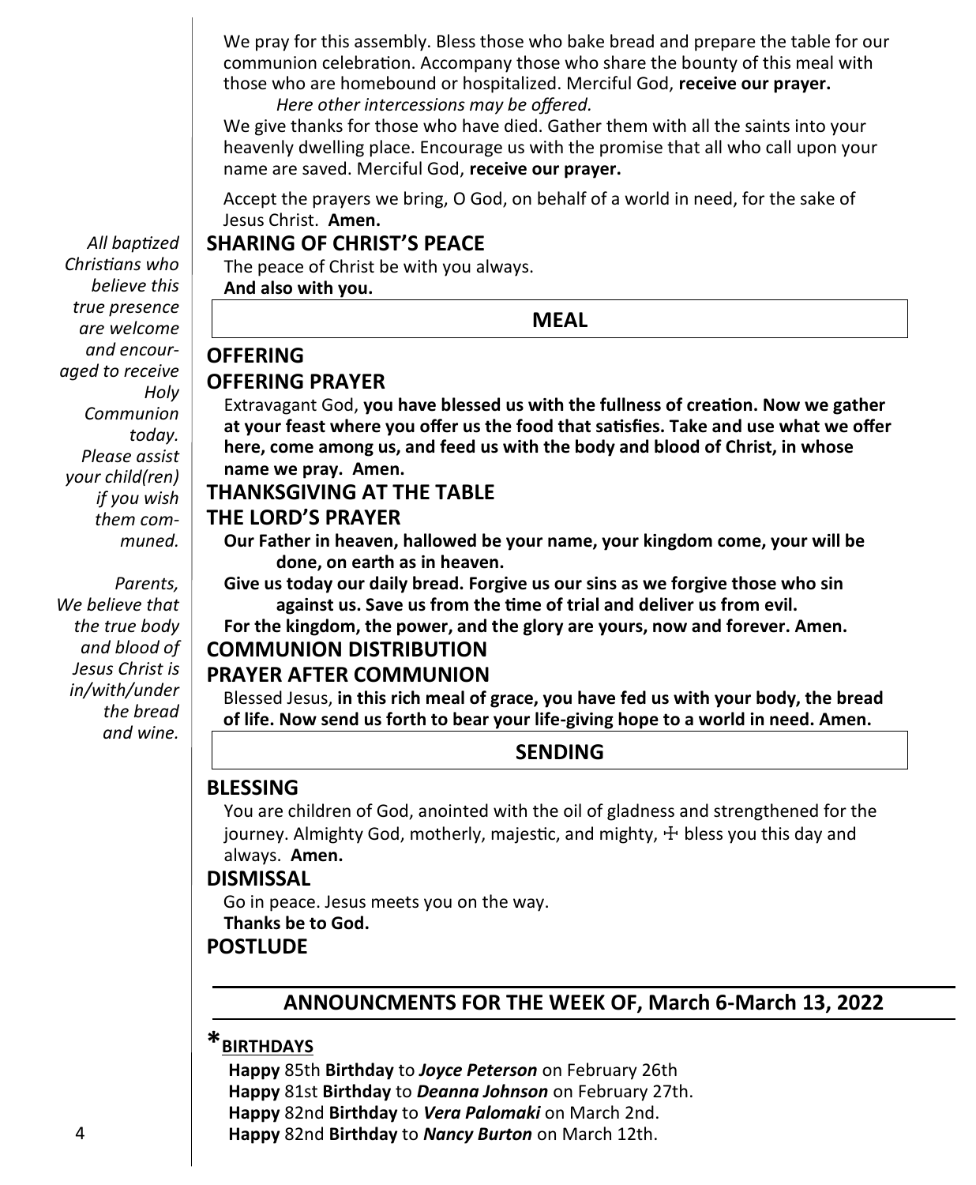We pray for this assembly. Bless those who bake bread and prepare the table for our communion celebration. Accompany those who share the bounty of this meal with those who are homebound or hospitalized. Merciful God, **receive our prayer.**

*Here other intercessions may be offered.*

We give thanks for those who have died. Gather them with all the saints into your heavenly dwelling place. Encourage us with the promise that all who call upon your name are saved. Merciful God, **receive our prayer.**

Accept the prayers we bring, O God, on behalf of a world in need, for the sake of Jesus Christ. **Amen.**

## SHARING OF CHRIST'S PEACE

The peace of Christ be with you always.
**And also with you.**

*All baptized Christians who believe this true presence are welcome and encouraged to receive Holy Communion today. Please assist your child(ren) if you wish them communed.*

*Parents, We believe that the true body and blood of Jesus Christ is in/with/under the bread and wine.*

## MEAL

## OFFERING

## OFFERING PRAYER

Extravagant God, **you have blessed us with the fullness of creation. Now we gather at your feast where you offer us the food that satisfies. Take and use what we offer here, come among us, and feed us with the body and blood of Christ, in whose name we pray. Amen.**

## THANKSGIVING AT THE TABLE

## THE LORD'S PRAYER

**Our Father in heaven, hallowed be your name, your kingdom come, your will be done, on earth as in heaven.**
**Give us today our daily bread. Forgive us our sins as we forgive those who sin against us. Save us from the time of trial and deliver us from evil.**
**For the kingdom, the power, and the glory are yours, now and forever. Amen.**

## COMMUNION DISTRIBUTION

## PRAYER AFTER COMMUNION

Blessed Jesus, **in this rich meal of grace, you have fed us with your body, the bread of life. Now send us forth to bear your life-giving hope to a world in need. Amen.**

## SENDING

## BLESSING

You are children of God, anointed with the oil of gladness and strengthened for the journey. Almighty God, motherly, majestic, and mighty, ☩ bless you this day and always. **Amen.**

## DISMISSAL

Go in peace. Jesus meets you on the way.
**Thanks be to God.**

## POSTLUDE

## ANNOUNCMENTS FOR THE WEEK OF, March 6-March 13, 2022

### *BIRTHDAYS

**Happy** 85th **Birthday** to ***Joyce Peterson*** on February 26th
**Happy** 81st **Birthday** to ***Deanna Johnson*** on February 27th.
**Happy** 82nd **Birthday** to ***Vera Palomaki*** on March 2nd.
**Happy** 82nd **Birthday** to ***Nancy Burton*** on March 12th.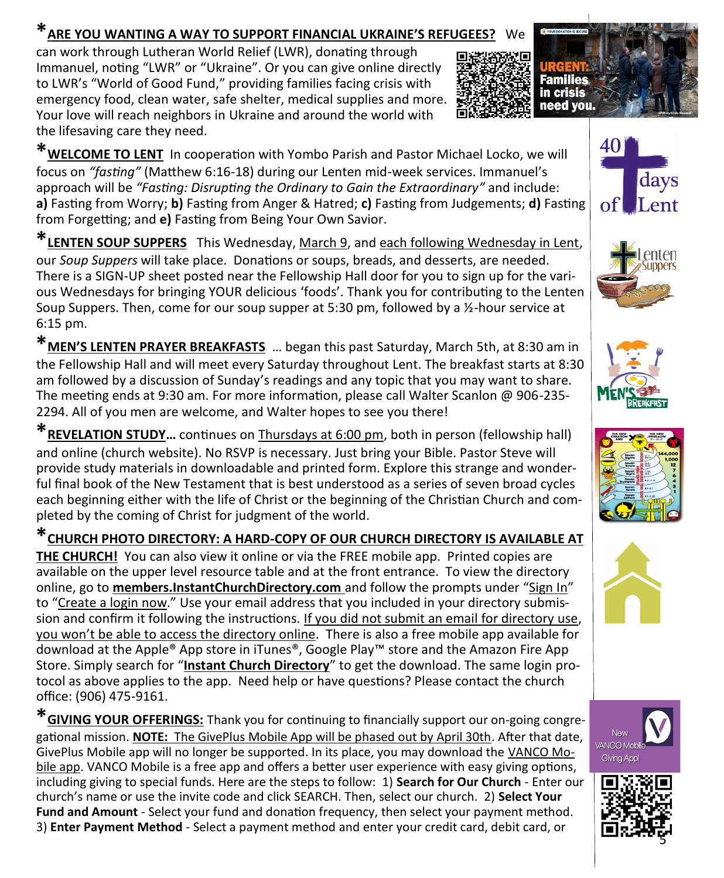**\*ARE YOU WANTING A WAY TO SUPPORT FINANCIAL UKRAINE'S REFUGEES?** We can work through Lutheran World Relief (LWR), donating through Immanuel, noting "LWR" or "Ukraine". Or you can give online directly to LWR's "World of Good Fund," providing families facing crisis with emergency food, clean water, safe shelter, medical supplies and more. Your love will reach neighbors in Ukraine and around the world with the lifesaving care they need.

**\*WELCOME TO LENT** In cooperation with Yombo Parish and Pastor Michael Locko, we will focus on *"fasting"* (Matthew 6:16-18) during our Lenten mid-week services. Immanuel's approach will be *"Fasting: Disrupting the Ordinary to Gain the Extraordinary"* and include: **a)** Fasting from Worry; **b)** Fasting from Anger & Hatred; **c)** Fasting from Judgements; **d)** Fasting from Forgetting; and **e)** Fasting from Being Your Own Savior.

**\*LENTEN SOUP SUPPERS** This Wednesday, March 9, and each following Wednesday in Lent, our *Soup Suppers* will take place. Donations or soups, breads, and desserts, are needed. There is a SIGN-UP sheet posted near the Fellowship Hall door for you to sign up for the various Wednesdays for bringing YOUR delicious 'foods'. Thank you for contributing to the Lenten Soup Suppers. Then, come for our soup supper at 5:30 pm, followed by a ½-hour service at 6:15 pm.

**\*MEN'S LENTEN PRAYER BREAKFASTS** … began this past Saturday, March 5th, at 8:30 am in the Fellowship Hall and will meet every Saturday throughout Lent. The breakfast starts at 8:30 am followed by a discussion of Sunday's readings and any topic that you may want to share. The meeting ends at 9:30 am. For more information, please call Walter Scanlon @ 906-235-2294. All of you men are welcome, and Walter hopes to see you there!

**\*REVELATION STUDY…** continues on Thursdays at 6:00 pm, both in person (fellowship hall) and online (church website). No RSVP is necessary. Just bring your Bible. Pastor Steve will provide study materials in downloadable and printed form. Explore this strange and wonderful final book of the New Testament that is best understood as a series of seven broad cycles each beginning either with the life of Christ or the beginning of the Christian Church and completed by the coming of Christ for judgment of the world.

**\*CHURCH PHOTO DIRECTORY: A HARD-COPY OF OUR CHURCH DIRECTORY IS AVAILABLE AT THE CHURCH!** You can also view it online or via the FREE mobile app. Printed copies are available on the upper level resource table and at the front entrance. To view the directory online, go to **members.InstantChurchDirectory.com** and follow the prompts under "Sign In" to "Create a login now." Use your email address that you included in your directory submission and confirm it following the instructions. If you did not submit an email for directory use, you won't be able to access the directory online. There is also a free mobile app available for download at the Apple® App store in iTunes®, Google Play™ store and the Amazon Fire App Store. Simply search for "**Instant Church Directory**" to get the download. The same login protocol as above applies to the app. Need help or have questions? Please contact the church office: (906) 475-9161.

**\*GIVING YOUR OFFERINGS:** Thank you for continuing to financially support our on-going congregational mission. **NOTE: The GivePlus Mobile App will be phased out by April 30th**. After that date, GivePlus Mobile app will no longer be supported. In its place, you may download the VANCO Mobile app. VANCO Mobile is a free app and offers a better user experience with easy giving options, including giving to special funds. Here are the steps to follow: 1) **Search for Our Church** - Enter our church's name or use the invite code and click SEARCH. Then, select our church. 2) **Select Your Fund and Amount** - Select your fund and donation frequency, then select your payment method. 3) **Enter Payment Method** - Select a payment method and enter your credit card, debit card, or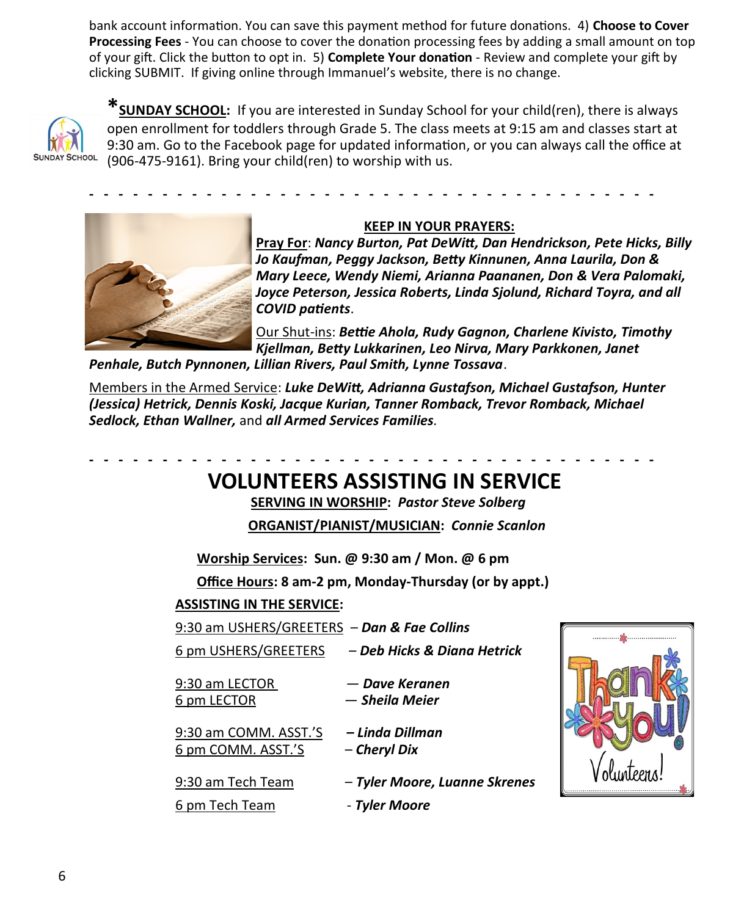bank account information. You can save this payment method for future donations. 4) **Choose to Cover Processing Fees** - You can choose to cover the donation processing fees by adding a small amount on top of your gift. Click the button to opt in. 5) **Complete Your donation** - Review and complete your gift by clicking SUBMIT. If giving online through Immanuel's website, there is no change.

***SUNDAY SCHOOL:** If you are interested in Sunday School for your child(ren), there is always open enrollment for toddlers through Grade 5. The class meets at 9:15 am and classes start at 9:30 am. Go to the Facebook page for updated information, or you can always call the office at (906-475-9161). Bring your child(ren) to worship with us.

- - - - - - - - - - - - - - - - - - - - - - - - - - - - - - - - - - - - - - - -

**KEEP IN YOUR PRAYERS:**

**Pray For**: ***Nancy Burton, Pat DeWitt, Dan Hendrickson, Pete Hicks, Billy Jo Kaufman, Peggy Jackson, Betty Kinnunen, Anna Laurila, Don & Mary Leece, Wendy Niemi, Arianna Paananen, Don & Vera Palomaki, Joyce Peterson, Jessica Roberts, Linda Sjolund, Richard Toyra, and all COVID patients***.

Our Shut-ins: ***Bettie Ahola, Rudy Gagnon, Charlene Kivisto, Timothy Kjellman, Betty Lukkarinen, Leo Nirva, Mary Parkkonen, Janet Penhale, Butch Pynnonen, Lillian Rivers, Paul Smith, Lynne Tossava***.

Members in the Armed Service: ***Luke DeWitt, Adrianna Gustafson, Michael Gustafson, Hunter (Jessica) Hetrick, Dennis Koski, Jacque Kurian, Tanner Romback, Trevor Romback, Michael Sedlock, Ethan Wallner,*** and ***all Armed Services Families***.

- - - - - - - - - - - - - - - - - - - - - - - - - - - - - - - - - - - - - - - -

# VOLUNTEERS ASSISTING IN SERVICE

**SERVING IN WORSHIP:** ***Pastor Steve Solberg***

**ORGANIST/PIANIST/MUSICIAN:** ***Connie Scanlon***

**Worship Services: Sun. @ 9:30 am / Mon. @ 6 pm**

**Office Hours: 8 am-2 pm, Monday-Thursday (or by appt.)**

**ASSISTING IN THE SERVICE:**

9:30 am USHERS/GREETERS – ***Dan & Fae Collins***

6 pm USHERS/GREETERS – ***Deb Hicks & Diana Hetrick***

9:30 am LECTOR — ***Dave Keranen***
6 pm LECTOR — ***Sheila Meier***

9:30 am COMM. ASST.'S ***– Linda Dillman***
6 pm COMM. ASST.'S – ***Cheryl Dix***

9:30 am Tech Team – ***Tyler Moore, Luanne Skrenes***

6 pm Tech Team - ***Tyler Moore***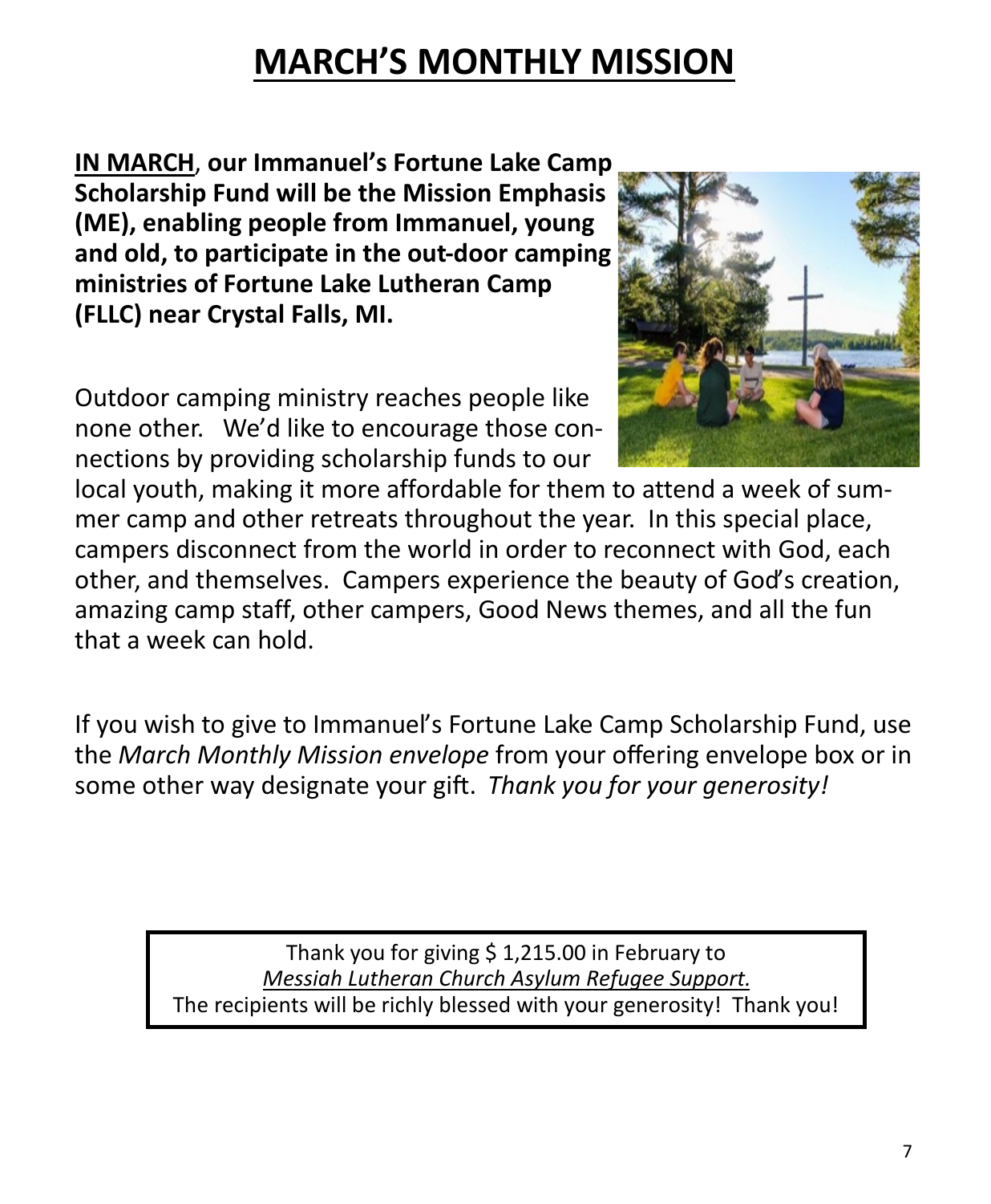# MARCH'S MONTHLY MISSION

**IN MARCH, our Immanuel's Fortune Lake Camp Scholarship Fund will be the Mission Emphasis (ME), enabling people from Immanuel, young and old, to participate in the out-door camping ministries of Fortune Lake Lutheran Camp (FLLC) near Crystal Falls, MI.**

Outdoor camping ministry reaches people like none other. We'd like to encourage those connections by providing scholarship funds to our local youth, making it more affordable for them to attend a week of summer camp and other retreats throughout the year. In this special place, campers disconnect from the world in order to reconnect with God, each other, and themselves. Campers experience the beauty of God's creation, amazing camp staff, other campers, Good News themes, and all the fun that a week can hold.

If you wish to give to Immanuel's Fortune Lake Camp Scholarship Fund, use the *March Monthly Mission envelope* from your offering envelope box or in some other way designate your gift. *Thank you for your generosity!*

Thank you for giving $ 1,215.00 in February to
*Messiah Lutheran Church Asylum Refugee Support.*
The recipients will be richly blessed with your generosity! Thank you!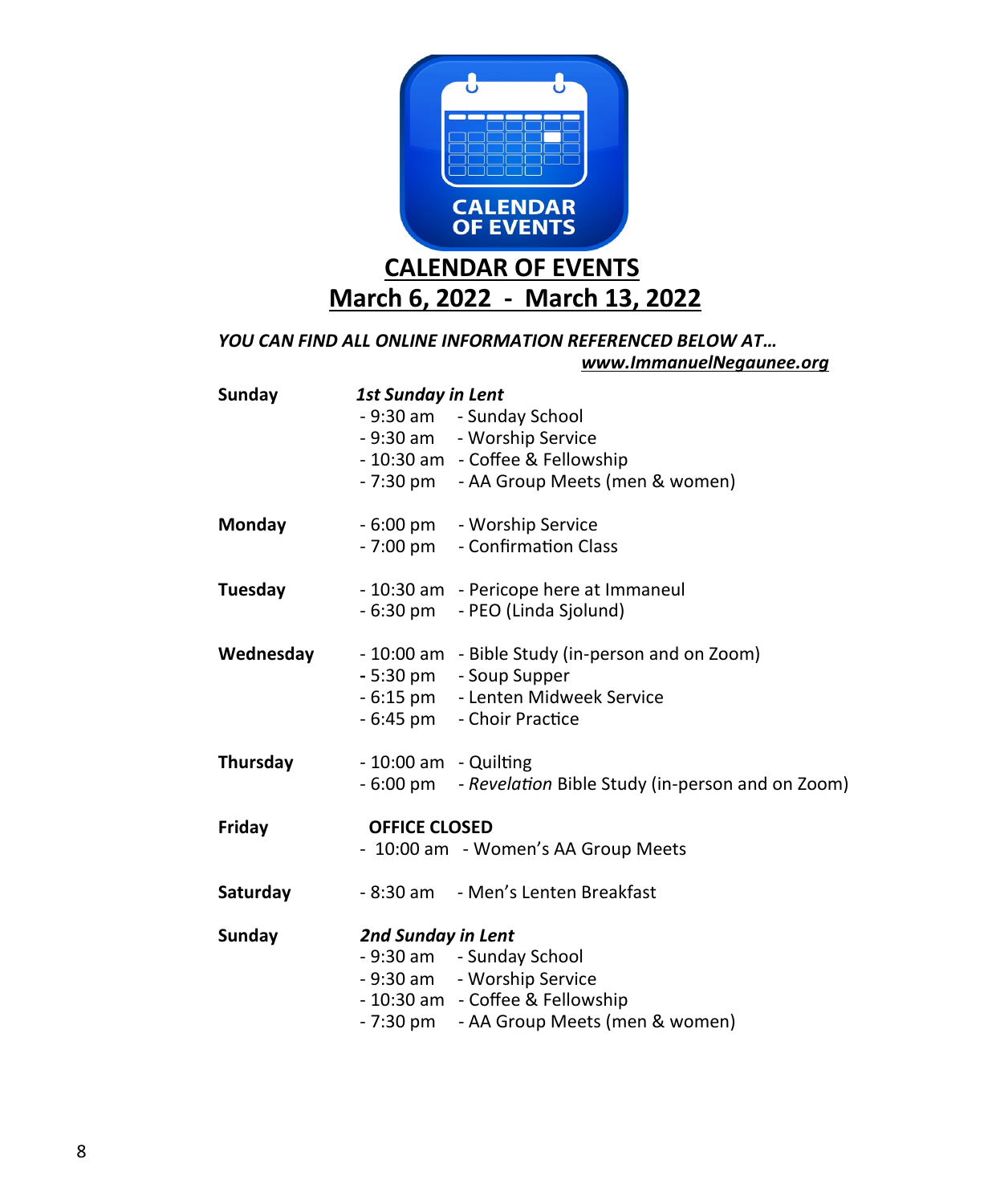# CALENDAR OF EVENTS

## March 6, 2022 - March 13, 2022

***YOU CAN FIND ALL ONLINE INFORMATION REFERENCED BELOW AT…***
***www.ImmanuelNegaunee.org***

| | | |
|---|---|---|
| **Sunday** | ***1st Sunday in Lent*** | |
| | - 9:30 am | - Sunday School |
| | - 9:30 am | - Worship Service |
| | - 10:30 am | - Coffee & Fellowship |
| | - 7:30 pm | - AA Group Meets (men & women) |
| **Monday** | - 6:00 pm | - Worship Service |
| | - 7:00 pm | - Confirmation Class |
| **Tuesday** | - 10:30 am | - Pericope here at Immaneul |
| | - 6:30 pm | - PEO (Linda Sjolund) |
| **Wednesday** | - 10:00 am | - Bible Study (in-person and on Zoom) |
| | - 5:30 pm | - Soup Supper |
| | - 6:15 pm | - Lenten Midweek Service |
| | - 6:45 pm | - Choir Practice |
| **Thursday** | - 10:00 am | - Quilting |
| | - 6:00 pm | - *Revelation* Bible Study (in-person and on Zoom) |
| **Friday** | **OFFICE CLOSED** | |
| | - 10:00 am | - Women's AA Group Meets |
| **Saturday** | - 8:30 am | - Men's Lenten Breakfast |
| **Sunday** | ***2nd Sunday in Lent*** | |
| | - 9:30 am | - Sunday School |
| | - 9:30 am | - Worship Service |
| | - 10:30 am | - Coffee & Fellowship |
| | - 7:30 pm | - AA Group Meets (men & women) |